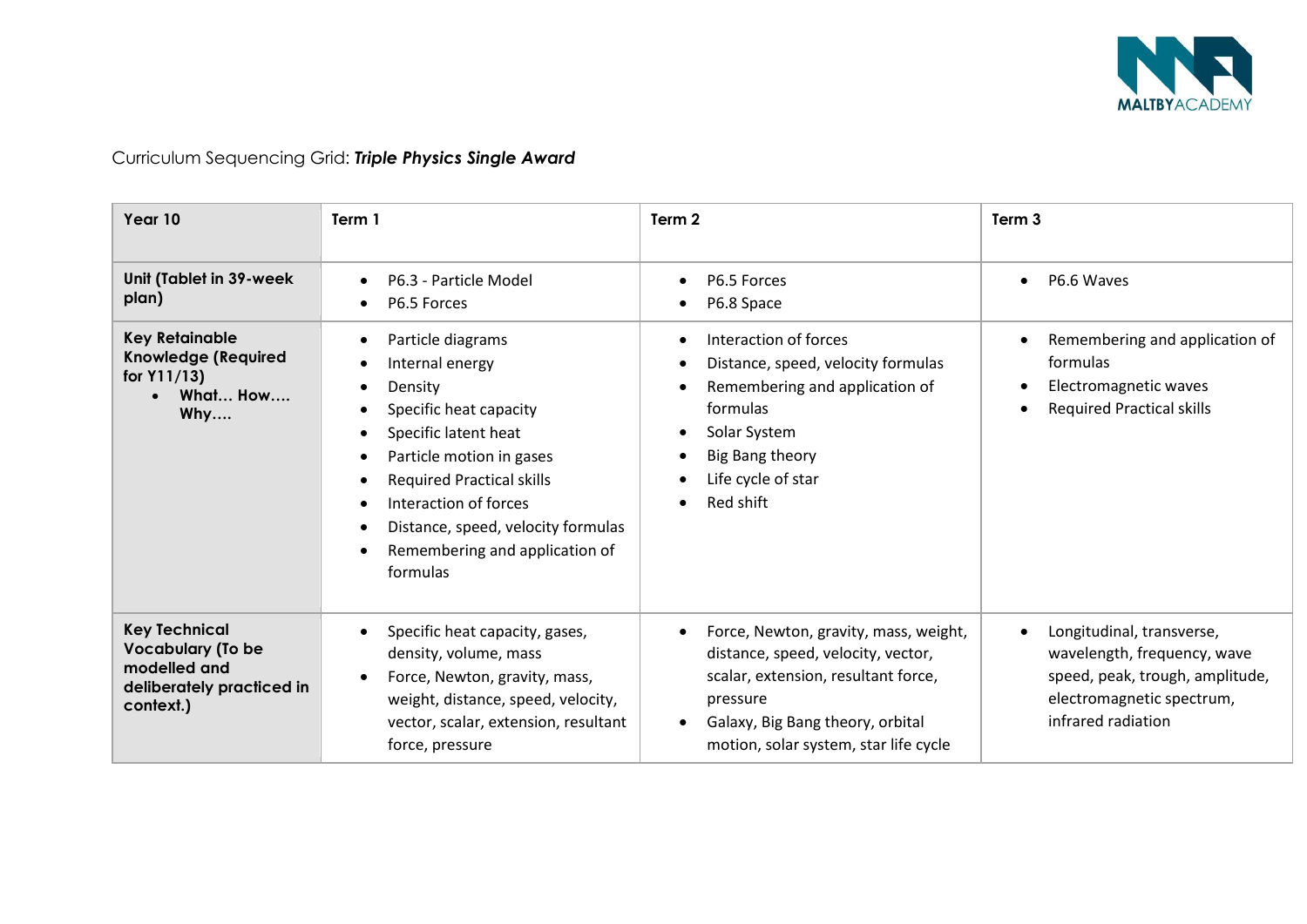Curriculum Sequencing Grid: ***Triple Physics Single Award***

| Year 10 | Term 1 | Term 2 | Term 3 |
|---|---|---|---|
| **Unit (Tablet in 39-week plan)** | • P6.3 - Particle Model<br>• P6.5 Forces | • P6.5 Forces<br>• P6.8 Space | • P6.6 Waves |
| **Key Retainable Knowledge (Required for Y11/13)**<br>• **What… How…. Why….** | • Particle diagrams<br>• Internal energy<br>• Density<br>• Specific heat capacity<br>• Specific latent heat<br>• Particle motion in gases<br>• Required Practical skills<br>• Interaction of forces<br>• Distance, speed, velocity formulas<br>• Remembering and application of formulas | • Interaction of forces<br>• Distance, speed, velocity formulas<br>• Remembering and application of formulas<br>• Solar System<br>• Big Bang theory<br>• Life cycle of star<br>• Red shift | • Remembering and application of formulas<br>• Electromagnetic waves<br>• Required Practical skills |
| **Key Technical Vocabulary (To be modelled and deliberately practiced in context.)** | • Specific heat capacity, gases, density, volume, mass<br>• Force, Newton, gravity, mass, weight, distance, speed, velocity, vector, scalar, extension, resultant force, pressure | • Force, Newton, gravity, mass, weight, distance, speed, velocity, vector, scalar, extension, resultant force, pressure<br>• Galaxy, Big Bang theory, orbital motion, solar system, star life cycle | • Longitudinal, transverse, wavelength, frequency, wave speed, peak, trough, amplitude, electromagnetic spectrum, infrared radiation |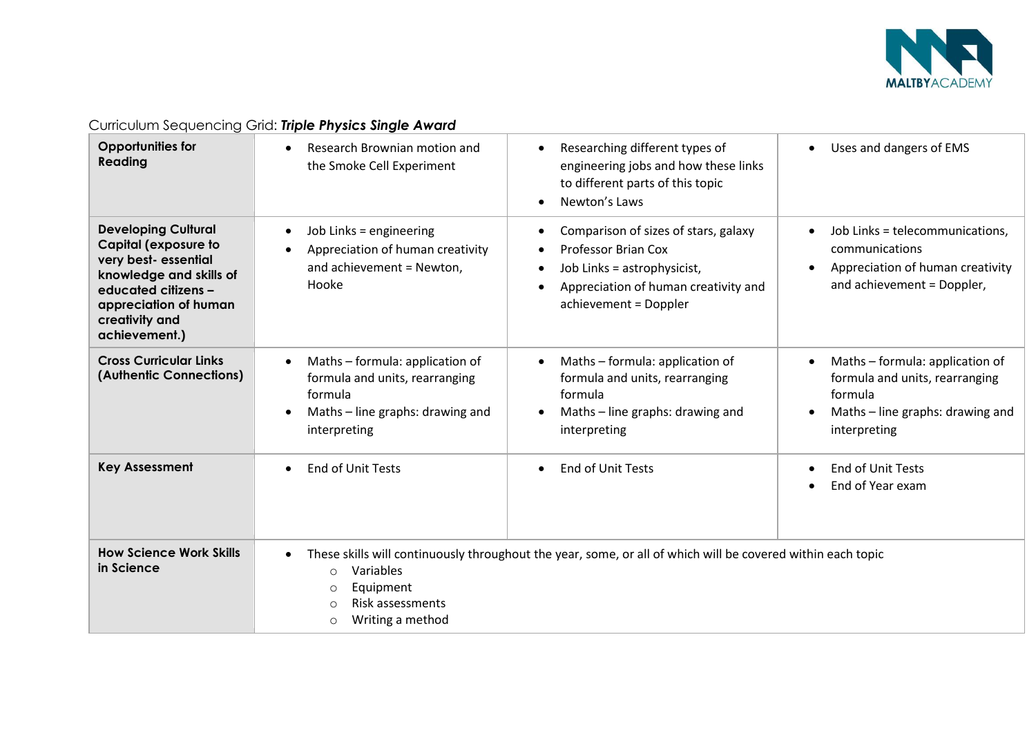Curriculum Sequencing Grid: ***Triple Physics Single Award***

| | | | |
|---|---|---|---|
| **Opportunities for Reading** | • Research Brownian motion and the Smoke Cell Experiment | • Researching different types of engineering jobs and how these links to different parts of this topic<br>• Newton's Laws | • Uses and dangers of EMS |
| **Developing Cultural Capital (exposure to very best- essential knowledge and skills of educated citizens – appreciation of human creativity and achievement.)** | • Job Links = engineering<br>• Appreciation of human creativity and achievement = Newton, Hooke | • Comparison of sizes of stars, galaxy<br>• Professor Brian Cox<br>• Job Links = astrophysicist,<br>• Appreciation of human creativity and achievement = Doppler | • Job Links = telecommunications, communications<br>• Appreciation of human creativity and achievement = Doppler, |
| **Cross Curricular Links (Authentic Connections)** | • Maths – formula: application of formula and units, rearranging formula<br>• Maths – line graphs: drawing and interpreting | • Maths – formula: application of formula and units, rearranging formula<br>• Maths – line graphs: drawing and interpreting | • Maths – formula: application of formula and units, rearranging formula<br>• Maths – line graphs: drawing and interpreting |
| **Key Assessment** | • End of Unit Tests | • End of Unit Tests | • End of Unit Tests<br>• End of Year exam |
| **How Science Work Skills in Science** | • These skills will continuously throughout the year, some, or all of which will be covered within each topic<br>○ Variables<br>○ Equipment<br>○ Risk assessments<br>○ Writing a method | | |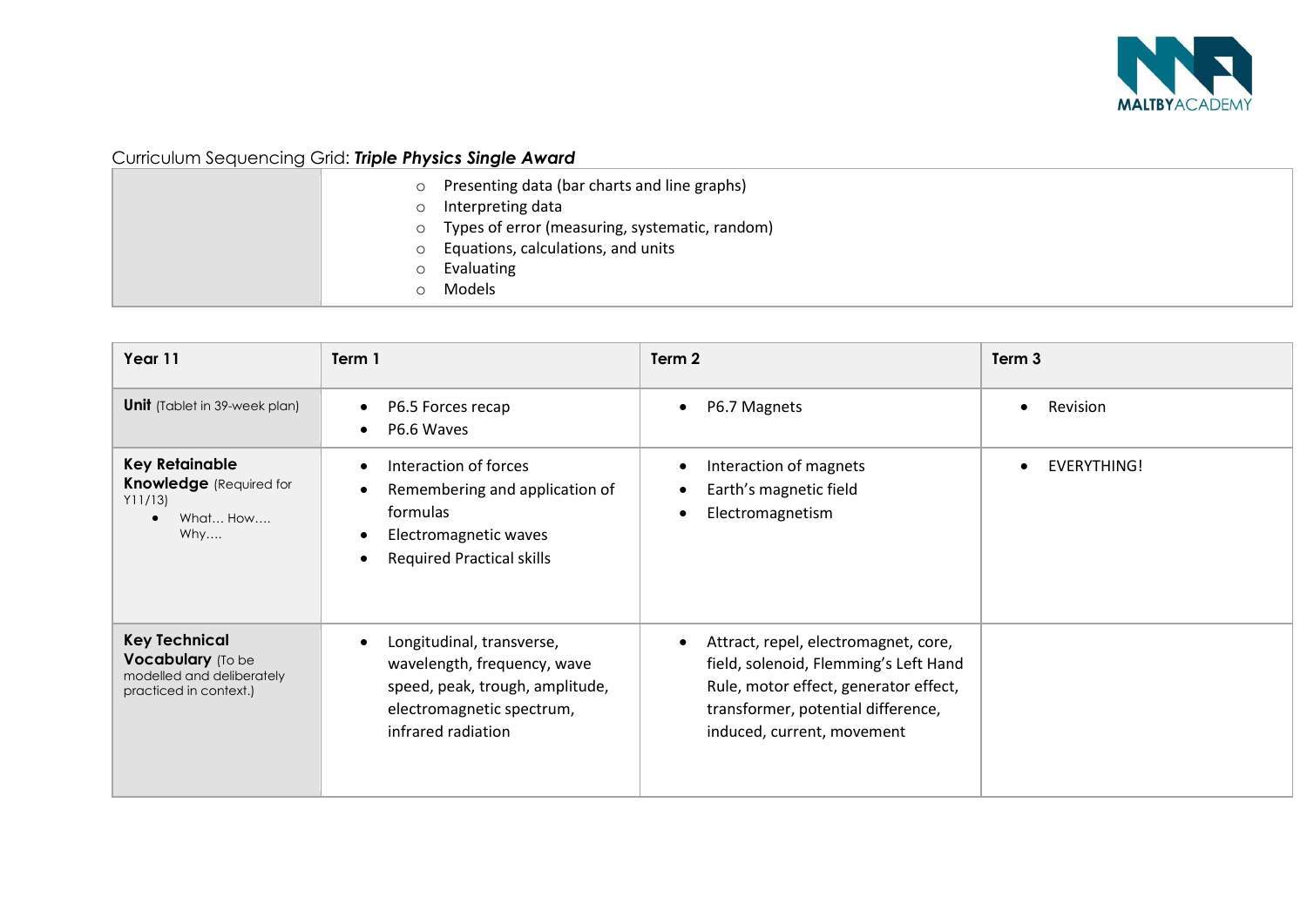Curriculum Sequencing Grid: ***Triple Physics Single Award***

| | |
|---|---|
| | ○ Presenting data (bar charts and line graphs)<br>○ Interpreting data<br>○ Types of error (measuring, systematic, random)<br>○ Equations, calculations, and units<br>○ Evaluating<br>○ Models |

| **Year 11** | **Term 1** | **Term 2** | **Term 3** |
|---|---|---|---|
| **Unit** (Tablet in 39-week plan) | • P6.5 Forces recap<br>• P6.6 Waves | • P6.7 Magnets | • Revision |
| **Key Retainable Knowledge** (Required for Y11/13)<br>• What… How…. Why…. | • Interaction of forces<br>• Remembering and application of formulas<br>• Electromagnetic waves<br>• Required Practical skills | • Interaction of magnets<br>• Earth's magnetic field<br>• Electromagnetism | • EVERYTHING! |
| **Key Technical Vocabulary** (To be modelled and deliberately practiced in context.) | • Longitudinal, transverse, wavelength, frequency, wave speed, peak, trough, amplitude, electromagnetic spectrum, infrared radiation | • Attract, repel, electromagnet, core, field, solenoid, Flemming's Left Hand Rule, motor effect, generator effect, transformer, potential difference, induced, current, movement | |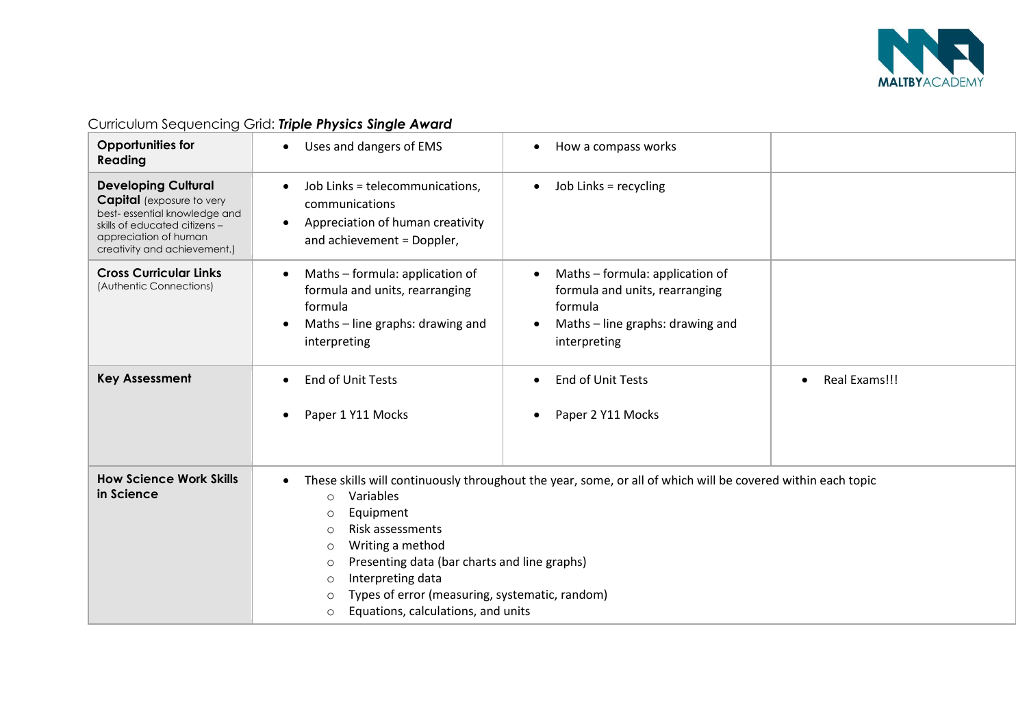Curriculum Sequencing Grid: ***Triple Physics Single Award***

| | | | |
|---|---|---|---|
| **Opportunities for Reading** | • Uses and dangers of EMS | • How a compass works | |
| **Developing Cultural Capital** (exposure to very best- essential knowledge and skills of educated citizens – appreciation of human creativity and achievement.) | • Job Links = telecommunications, communications<br>• Appreciation of human creativity and achievement = Doppler, | • Job Links = recycling | |
| **Cross Curricular Links** (Authentic Connections) | • Maths – formula: application of formula and units, rearranging formula<br>• Maths – line graphs: drawing and interpreting | • Maths – formula: application of formula and units, rearranging formula<br>• Maths – line graphs: drawing and interpreting | |
| **Key Assessment** | • End of Unit Tests<br>• Paper 1 Y11 Mocks | • End of Unit Tests<br>• Paper 2 Y11 Mocks | • Real Exams!!! |
| **How Science Work Skills in Science** | • These skills will continuously throughout the year, some, or all of which will be covered within each topic<br>○ Variables<br>○ Equipment<br>○ Risk assessments<br>○ Writing a method<br>○ Presenting data (bar charts and line graphs)<br>○ Interpreting data<br>○ Types of error (measuring, systematic, random)<br>○ Equations, calculations, and units | | |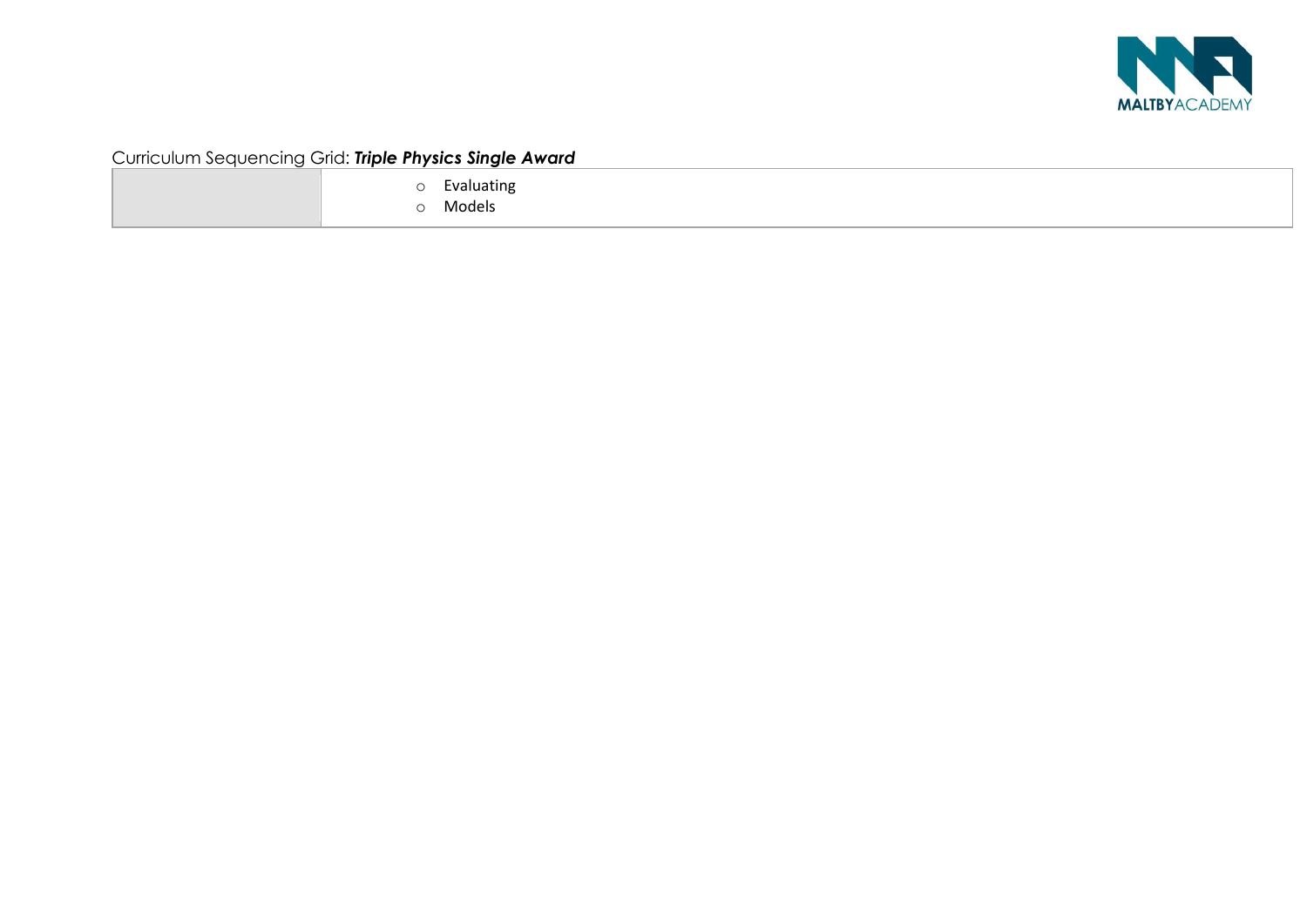Curriculum Sequencing Grid: ***Triple Physics Single Award***

| | |
|---|---|
| | <ul><li>Evaluating</li><li>Models</li></ul> |